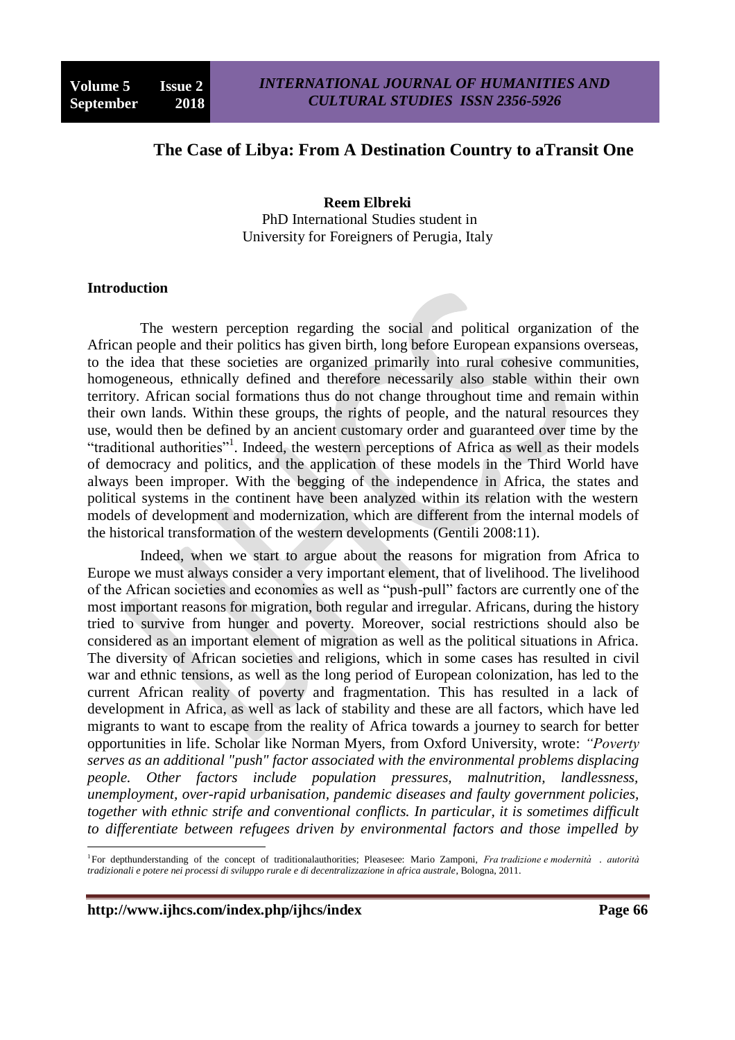# The Case of Libya: From A Destination Country to aTransit One

**Reem Elbreki**

PhD International Studies student in
University for Foreigners of Perugia, Italy

## Introduction

The western perception regarding the social and political organization of the African people and their politics has given birth, long before European expansions overseas, to the idea that these societies are organized primarily into rural cohesive communities, homogeneous, ethnically defined and therefore necessarily also stable within their own territory. African social formations thus do not change throughout time and remain within their own lands. Within these groups, the rights of people, and the natural resources they use, would then be defined by an ancient customary order and guaranteed over time by the "traditional authorities"[1]. Indeed, the western perceptions of Africa as well as their models of democracy and politics, and the application of these models in the Third World have always been improper. With the begging of the independence in Africa, the states and political systems in the continent have been analyzed within its relation with the western models of development and modernization, which are different from the internal models of the historical transformation of the western developments (Gentili 2008:11).

Indeed, when we start to argue about the reasons for migration from Africa to Europe we must always consider a very important element, that of livelihood. The livelihood of the African societies and economies as well as "push-pull" factors are currently one of the most important reasons for migration, both regular and irregular. Africans, during the history tried to survive from hunger and poverty. Moreover, social restrictions should also be considered as an important element of migration as well as the political situations in Africa. The diversity of African societies and religions, which in some cases has resulted in civil war and ethnic tensions, as well as the long period of European colonization, has led to the current African reality of poverty and fragmentation. This has resulted in a lack of development in Africa, as well as lack of stability and these are all factors, which have led migrants to want to escape from the reality of Africa towards a journey to search for better opportunities in life. Scholar like Norman Myers, from Oxford University, wrote: *"Poverty serves as an additional "push" factor associated with the environmental problems displacing people. Other factors include population pressures, malnutrition, landlessness, unemployment, over-rapid urbanisation, pandemic diseases and faulty government policies, together with ethnic strife and conventional conflicts. In particular, it is sometimes difficult to differentiate between refugees driven by environmental factors and those impelled by*

---

[1] For depthunderstanding of the concept of traditionalauthorities; Pleasesee: Mario Zamponi, *Fra tradizione e modernità . autorità tradizionali e potere nei processi di sviluppo rurale e di decentralizzazione in africa australe*, Bologna, 2011.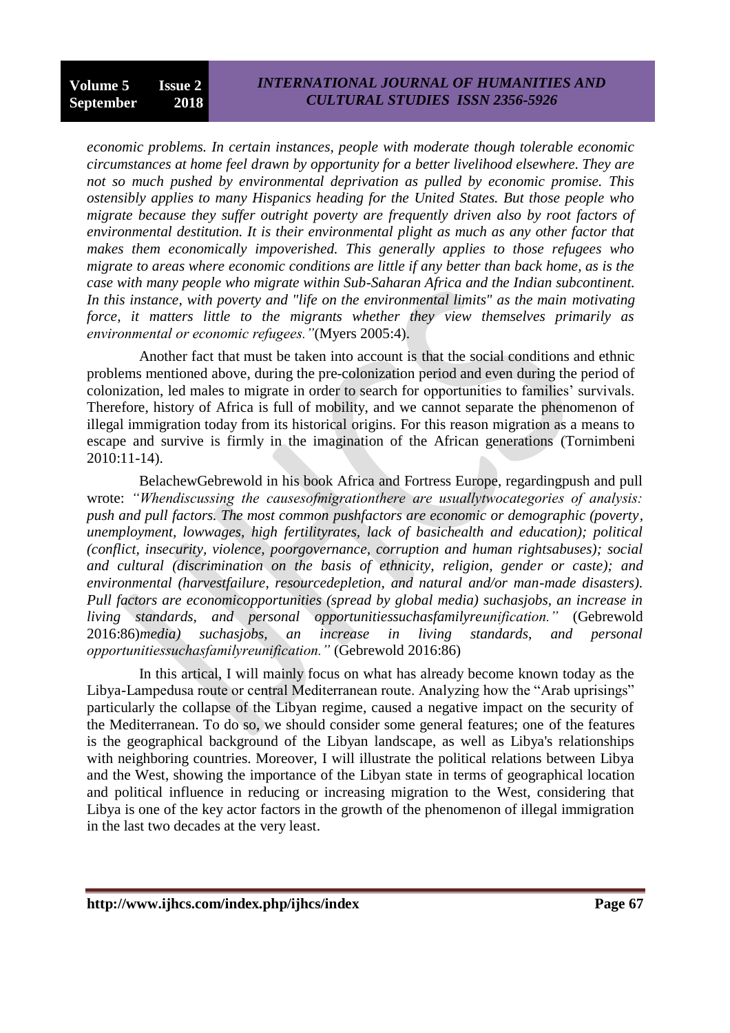*economic problems. In certain instances, people with moderate though tolerable economic circumstances at home feel drawn by opportunity for a better livelihood elsewhere. They are not so much pushed by environmental deprivation as pulled by economic promise. This ostensibly applies to many Hispanics heading for the United States. But those people who migrate because they suffer outright poverty are frequently driven also by root factors of environmental destitution. It is their environmental plight as much as any other factor that makes them economically impoverished. This generally applies to those refugees who migrate to areas where economic conditions are little if any better than back home, as is the case with many people who migrate within Sub-Saharan Africa and the Indian subcontinent. In this instance, with poverty and "life on the environmental limits" as the main motivating force, it matters little to the migrants whether they view themselves primarily as environmental or economic refugees."*(Myers 2005:4).

Another fact that must be taken into account is that the social conditions and ethnic problems mentioned above, during the pre-colonization period and even during the period of colonization, led males to migrate in order to search for opportunities to families' survivals. Therefore, history of Africa is full of mobility, and we cannot separate the phenomenon of illegal immigration today from its historical origins. For this reason migration as a means to escape and survive is firmly in the imagination of the African generations (Tornimbeni 2010:11-14).

BelachewGebrewold in his book Africa and Fortress Europe, regardingpush and pull wrote: *"Whendiscussing the causesofmigrationthere are usuallytwocategories of analysis: push and pull factors. The most common pushfactors are economic or demographic (poverty, unemployment, lowwages, high fertilityrates, lack of basichealth and education); political (conflict, insecurity, violence, poorgovernance, corruption and human rightsabuses); social and cultural (discrimination on the basis of ethnicity, religion, gender or caste); and environmental (harvestfailure, resourcedepletion, and natural and/or man-made disasters). Pull factors are economicopportunities (spread by global media) suchasjobs, an increase in living standards, and personal opportunitiessuchasfamilyreunification."* (Gebrewold 2016:86)*media) suchasjobs, an increase in living standards, and personal opportunitiessuchasfamilyreunification."* (Gebrewold 2016:86)

In this artical, I will mainly focus on what has already become known today as the Libya-Lampedusa route or central Mediterranean route. Analyzing how the "Arab uprisings" particularly the collapse of the Libyan regime, caused a negative impact on the security of the Mediterranean. To do so, we should consider some general features; one of the features is the geographical background of the Libyan landscape, as well as Libya's relationships with neighboring countries. Moreover, I will illustrate the political relations between Libya and the West, showing the importance of the Libyan state in terms of geographical location and political influence in reducing or increasing migration to the West, considering that Libya is one of the key actor factors in the growth of the phenomenon of illegal immigration in the last two decades at the very least.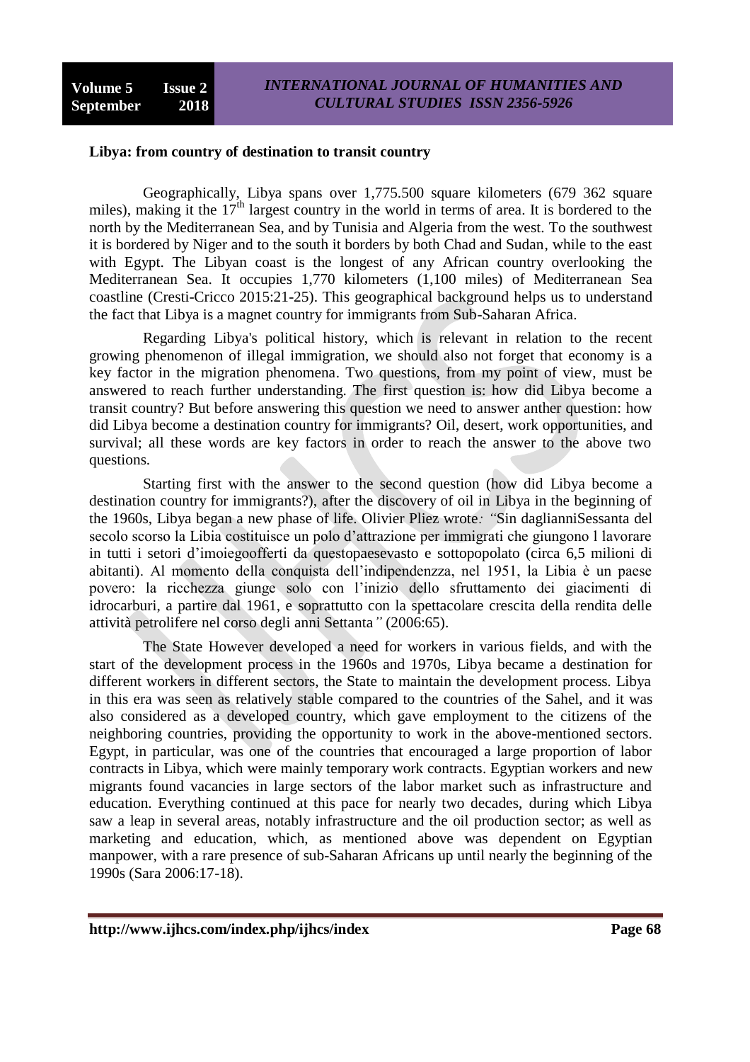**Libya: from country of destination to transit country**

Geographically, Libya spans over 1,775.500 square kilometers (679 362 square miles), making it the 17th largest country in the world in terms of area. It is bordered to the north by the Mediterranean Sea, and by Tunisia and Algeria from the west. To the southwest it is bordered by Niger and to the south it borders by both Chad and Sudan, while to the east with Egypt. The Libyan coast is the longest of any African country overlooking the Mediterranean Sea. It occupies 1,770 kilometers (1,100 miles) of Mediterranean Sea coastline (Cresti-Cricco 2015:21-25). This geographical background helps us to understand the fact that Libya is a magnet country for immigrants from Sub-Saharan Africa.

Regarding Libya's political history, which is relevant in relation to the recent growing phenomenon of illegal immigration, we should also not forget that economy is a key factor in the migration phenomena. Two questions, from my point of view, must be answered to reach further understanding. The first question is: how did Libya become a transit country? But before answering this question we need to answer anther question: how did Libya become a destination country for immigrants? Oil, desert, work opportunities, and survival; all these words are key factors in order to reach the answer to the above two questions.

Starting first with the answer to the second question (how did Libya become a destination country for immigrants?), after the discovery of oil in Libya in the beginning of the 1960s, Libya began a new phase of life. Olivier Pliez wrote*: "*Sin daglianniSessanta del secolo scorso la Libia costituisce un polo d'attrazione per immigrati che giungono l lavorare in tutti i setori d'imoiegoofferti da questopaesevasto e sottopopolato (circa 6,5 milioni di abitanti). Al momento della conquista dell'indipendenza, nel 1951, la Libia è un paese povero: la ricchezza giunge solo con l'inizio dello sfruttamento dei giacimenti di idrocarburi, a partire dal 1961, e soprattutto con la spettacolare crescita della rendita delle attività petrolifere nel corso degli anni Settanta*"* (2006:65).

The State However developed a need for workers in various fields, and with the start of the development process in the 1960s and 1970s, Libya became a destination for different workers in different sectors, the State to maintain the development process. Libya in this era was seen as relatively stable compared to the countries of the Sahel, and it was also considered as a developed country, which gave employment to the citizens of the neighboring countries, providing the opportunity to work in the above-mentioned sectors. Egypt, in particular, was one of the countries that encouraged a large proportion of labor contracts in Libya, which were mainly temporary work contracts. Egyptian workers and new migrants found vacancies in large sectors of the labor market such as infrastructure and education. Everything continued at this pace for nearly two decades, during which Libya saw a leap in several areas, notably infrastructure and the oil production sector; as well as marketing and education, which, as mentioned above was dependent on Egyptian manpower, with a rare presence of sub-Saharan Africans up until nearly the beginning of the 1990s (Sara 2006:17-18).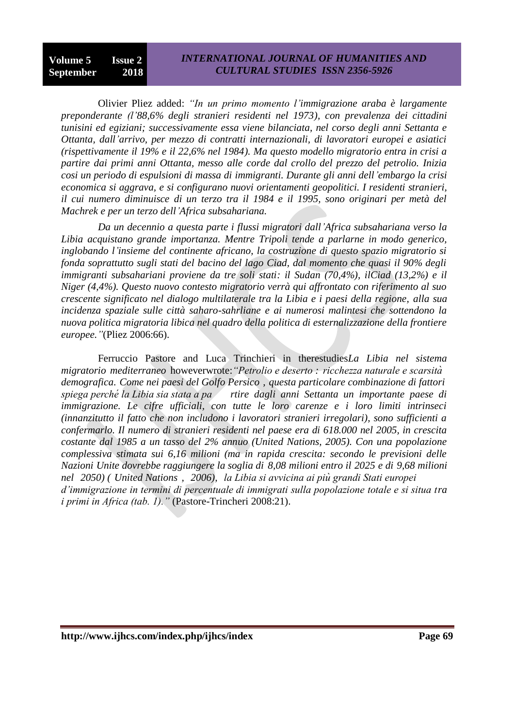Olivier Pliez added: *"In un primo momento l'immigrazione araba è largamente preponderante (l'88,6% degli stranieri residenti nel 1973), con prevalenza dei cittadini tunisini ed egiziani; successivamente essa viene bilanciata, nel corso degli anni Settanta e Ottanta, dall'arrivo, per mezzo di contratti internazionali, di lavoratori europei e asiatici (rispettivamente il 19% e il 22,6% nel 1984). Ma questo modello migratorio entra in crisi a partire dai primi anni Ottanta, messo alle corde dal crollo del prezzo del petrolio. Inizia cosi un periodo di espulsioni di massa di immigranti. Durante gli anni dell'embargo la crisi economica si aggrava, e si configurano nuovi orientamenti geopolitici. I residenti stranieri, il cui numero diminuisce di un terzo tra il 1984 e il 1995, sono originari per metà del Machrek e per un terzo dell'Africa subsahariana.*

*Da un decennio a questa parte i flussi migratori dall'Africa subsahariana verso la Libia acquistano grande importanza. Mentre Tripoli tende a parlarne in modo generico, inglobando l'insieme del continente africano, la costruzione di questo spazio migratorio si fonda soprattutto sugli stati del bacino del lago Ciad, dal momento che quasi il 90% degli immigranti subsahariani proviene da tre soli stati: il Sudan (70,4%), ilCiad (13,2%) e il Niger (4,4%). Questo nuovo contesto migratorio verrà qui affrontato con riferimento al suo crescente significato nel dialogo multilaterale tra la Libia e i paesi della regione, alla sua incidenza spaziale sulle città saharo-sahrliane e ai numerosi malintesi che sottendono la nuova politica migratoria libica nel quadro della politica di esternalizzazione della frontiere europee."*(Pliez 2006:66).

Ferruccio Pastore and Luca Trinchieri in therestudies*La Libia nel sistema migratorio mediterraneo* howeverwrote:*"Petrolio e deserto : ricchezza naturale e scarsità demografica. Come nei paesi del Golfo Persico , questa particolare combinazione di fattori spiega perché la Libia sia stata a partire dagli anni Settanta un importante paese di immigrazione. Le cifre ufficiali, con tutte le loro carenze e i loro limiti intrinseci (innanzitutto il fatto che non includono i lavoratori stranieri irregolari), sono sufficienti a confermarlo. Il numero di stranieri residenti nel paese era di 618.000 nel 2005, in crescita costante dal 1985 a un tasso del 2% annuo (United Nations, 2005). Con una popolazione complessiva stimata sui 6,16 milioni (ma in rapida crescita: secondo le previsioni delle Nazioni Unite dovrebbe raggiungere la soglia di 8,08 milioni entro il 2025 e di 9,68 milioni nel 2050) ( United Nations , 2006), la Libia si avvicina ai più grandi Stati europei d'immigrazione in termini di percentuale di immigrati sulla popolazione totale e si situa tra i primi in Africa (tab. 1)."* (Pastore-Trincheri 2008:21).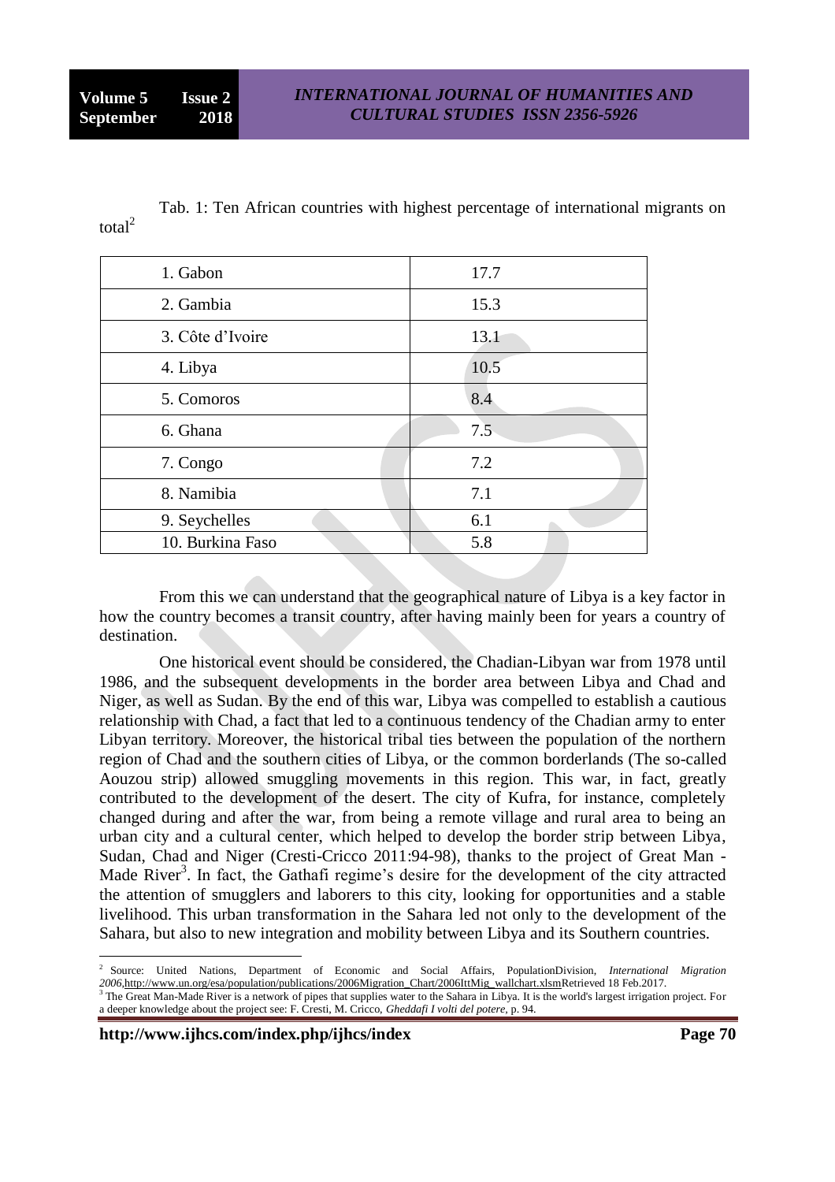Tab. 1: Ten African countries with highest percentage of international migrants on total[2]

| Country | % |
|---|---|
| 1. Gabon | 17.7 |
| 2. Gambia | 15.3 |
| 3. Côte d'Ivoire | 13.1 |
| 4. Libya | 10.5 |
| 5. Comoros | 8.4 |
| 6. Ghana | 7.5 |
| 7. Congo | 7.2 |
| 8. Namibia | 7.1 |
| 9. Seychelles | 6.1 |
| 10. Burkina Faso | 5.8 |

From this we can understand that the geographical nature of Libya is a key factor in how the country becomes a transit country, after having mainly been for years a country of destination.

One historical event should be considered, the Chadian-Libyan war from 1978 until 1986, and the subsequent developments in the border area between Libya and Chad and Niger, as well as Sudan. By the end of this war, Libya was compelled to establish a cautious relationship with Chad, a fact that led to a continuous tendency of the Chadian army to enter Libyan territory. Moreover, the historical tribal ties between the population of the northern region of Chad and the southern cities of Libya, or the common borderlands (The so-called Aouzou strip) allowed smuggling movements in this region. This war, in fact, greatly contributed to the development of the desert. The city of Kufra, for instance, completely changed during and after the war, from being a remote village and rural area to being an urban city and a cultural center, which helped to develop the border strip between Libya, Sudan, Chad and Niger (Cresti-Cricco 2011:94-98), thanks to the project of Great Man - Made River[3]. In fact, the Gathafi regime's desire for the development of the city attracted the attention of smugglers and laborers to this city, looking for opportunities and a stable livelihood. This urban transformation in the Sahara led not only to the development of the Sahara, but also to new integration and mobility between Libya and its Southern countries.

---

[2] Source: United Nations, Department of Economic and Social Affairs, PopulationDivision, *International Migration 2006*,http://www.un.org/esa/population/publications/2006Migration_Chart/2006IttMig_wallchart.xlsmRetrieved 18 Feb.2017.

[3] The Great Man-Made River is a network of pipes that supplies water to the Sahara in Libya. It is the world's largest irrigation project. For a deeper knowledge about the project see: F. Cresti, M. Cricco, *Gheddafi I volti del potere*, p. 94.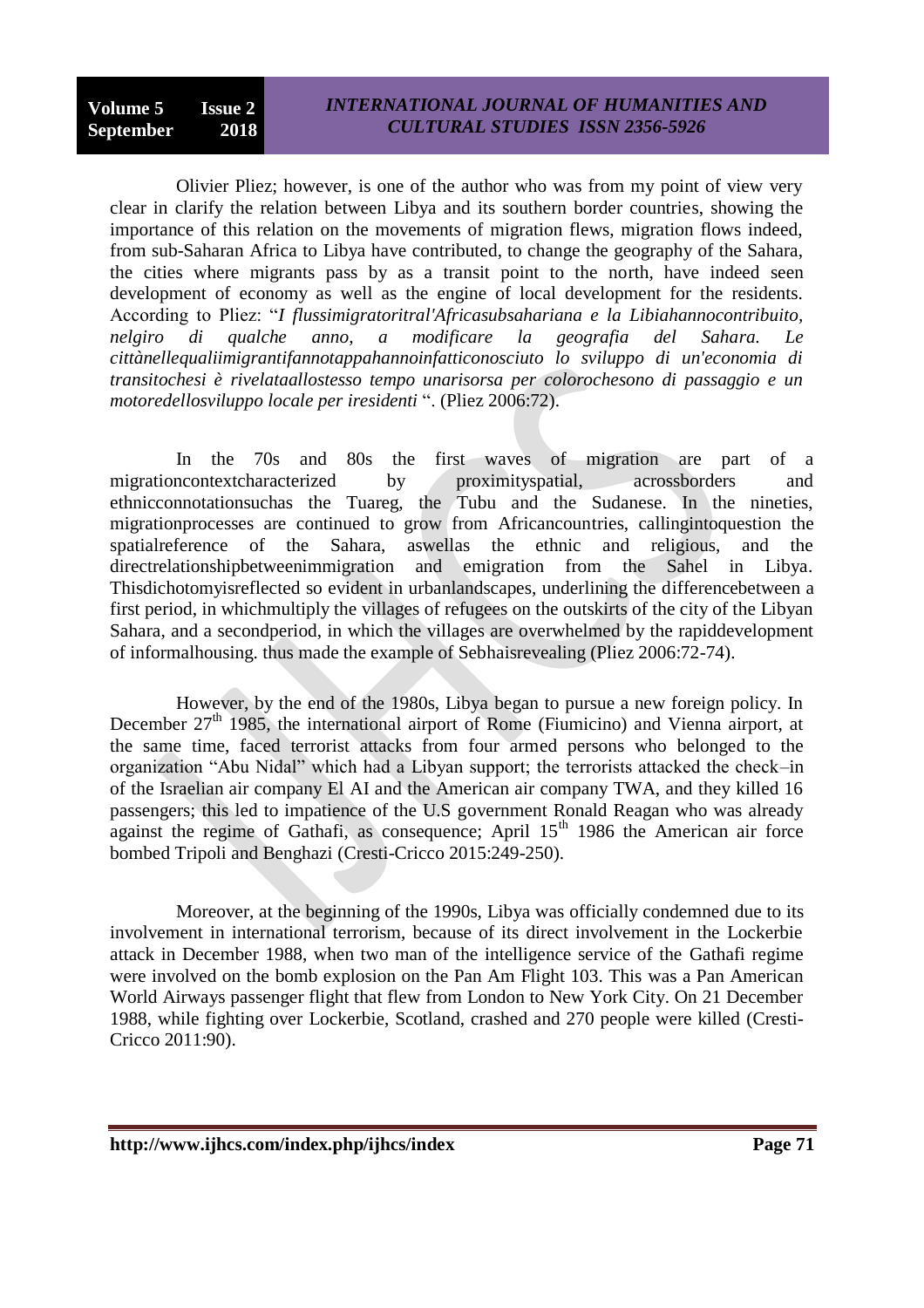Olivier Pliez; however, is one of the author who was from my point of view very clear in clarify the relation between Libya and its southern border countries, showing the importance of this relation on the movements of migration flews, migration flows indeed, from sub-Saharan Africa to Libya have contributed, to change the geography of the Sahara, the cities where migrants pass by as a transit point to the north, have indeed seen development of economy as well as the engine of local development for the residents. According to Pliez: "*I flussimigratoritral'Africasubsahariana e la Libiahannocontribuito, nelgiro di qualche anno, a modificare la geografia del Sahara. Le cittànellequaliimigrantifannotappahannoinfatticonosciuto lo sviluppo di un'economia di transitochesi è rivelataallostesso tempo unarisorsa per colorochesono di passaggio e un motoredellosviluppo locale per iresidenti* ". (Pliez 2006:72).

In the 70s and 80s the first waves of migration are part of a migrationcontextcharacterized by proximityspatial, acrossborders and ethnicconnotationsuchas the Tuareg, the Tubu and the Sudanese. In the nineties, migrationprocesses are continued to grow from Africancountries, callingintoquestion the spatialreference of the Sahara, aswellas the ethnic and religious, and the directrelationshipbetweenimmigration and emigration from the Sahel in Libya. Thisdichotomyisreflected so evident in urbanlandscapes, underlining the differencebetween a first period, in whichmultiply the villages of refugees on the outskirts of the city of the Libyan Sahara, and a secondperiod, in which the villages are overwhelmed by the rapiddevelopment of informalhousing. thus made the example of Sebhaisrevealing (Pliez 2006:72-74).

However, by the end of the 1980s, Libya began to pursue a new foreign policy. In December 27th 1985, the international airport of Rome (Fiumicino) and Vienna airport, at the same time, faced terrorist attacks from four armed persons who belonged to the organization "Abu Nidal" which had a Libyan support; the terrorists attacked the check–in of the Israelian air company El AI and the American air company TWA, and they killed 16 passengers; this led to impatience of the U.S government Ronald Reagan who was already against the regime of Gathafi, as consequence; April 15th 1986 the American air force bombed Tripoli and Benghazi (Cresti-Cricco 2015:249-250).

Moreover, at the beginning of the 1990s, Libya was officially condemned due to its involvement in international terrorism, because of its direct involvement in the Lockerbie attack in December 1988, when two man of the intelligence service of the Gathafi regime were involved on the bomb explosion on the Pan Am Flight 103. This was a Pan American World Airways passenger flight that flew from London to New York City. On 21 December 1988, while fighting over Lockerbie, Scotland, crashed and 270 people were killed (Cresti-Cricco 2011:90).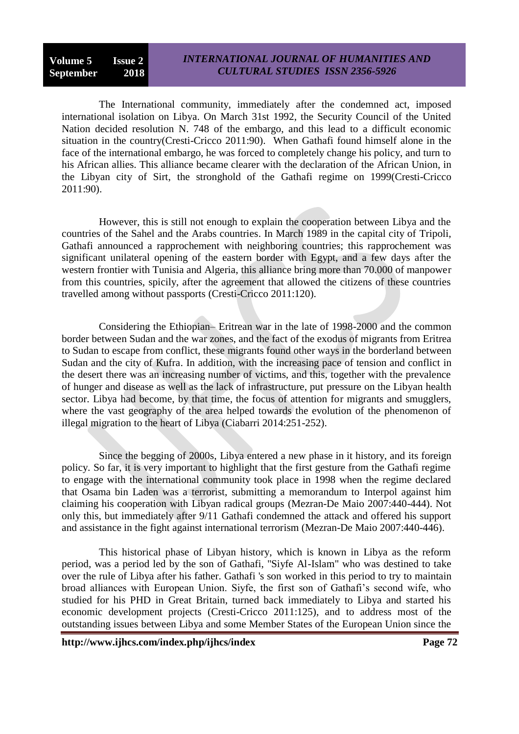The International community, immediately after the condemned act, imposed international isolation on Libya. On March 31st 1992, the Security Council of the United Nation decided resolution N. 748 of the embargo, and this lead to a difficult economic situation in the country(Cresti-Cricco 2011:90). When Gathafi found himself alone in the face of the international embargo, he was forced to completely change his policy, and turn to his African allies. This alliance became clearer with the declaration of the African Union, in the Libyan city of Sirt, the stronghold of the Gathafi regime on 1999(Cresti-Cricco 2011:90).

However, this is still not enough to explain the cooperation between Libya and the countries of the Sahel and the Arabs countries. In March 1989 in the capital city of Tripoli, Gathafi announced a rapprochement with neighboring countries; this rapprochement was significant unilateral opening of the eastern border with Egypt, and a few days after the western frontier with Tunisia and Algeria, this alliance bring more than 70.000 of manpower from this countries, spicily, after the agreement that allowed the citizens of these countries travelled among without passports (Cresti-Cricco 2011:120).

Considering the Ethiopian– Eritrean war in the late of 1998-2000 and the common border between Sudan and the war zones, and the fact of the exodus of migrants from Eritrea to Sudan to escape from conflict, these migrants found other ways in the borderland between Sudan and the city of Kufra. In addition, with the increasing pace of tension and conflict in the desert there was an increasing number of victims, and this, together with the prevalence of hunger and disease as well as the lack of infrastructure, put pressure on the Libyan health sector. Libya had become, by that time, the focus of attention for migrants and smugglers, where the vast geography of the area helped towards the evolution of the phenomenon of illegal migration to the heart of Libya (Ciabarri 2014:251-252).

Since the begging of 2000s, Libya entered a new phase in it history, and its foreign policy. So far, it is very important to highlight that the first gesture from the Gathafi regime to engage with the international community took place in 1998 when the regime declared that Osama bin Laden was a terrorist, submitting a memorandum to Interpol against him claiming his cooperation with Libyan radical groups (Mezran-De Maio 2007:440-444). Not only this, but immediately after 9/11 Gathafi condemned the attack and offered his support and assistance in the fight against international terrorism (Mezran-De Maio 2007:440-446).

This historical phase of Libyan history, which is known in Libya as the reform period, was a period led by the son of Gathafi, "Siyfe Al-Islam" who was destined to take over the rule of Libya after his father. Gathafi 's son worked in this period to try to maintain broad alliances with European Union. Siyfe, the first son of Gathafi's second wife, who studied for his PHD in Great Britain, turned back immediately to Libya and started his economic development projects (Cresti-Cricco 2011:125), and to address most of the outstanding issues between Libya and some Member States of the European Union since the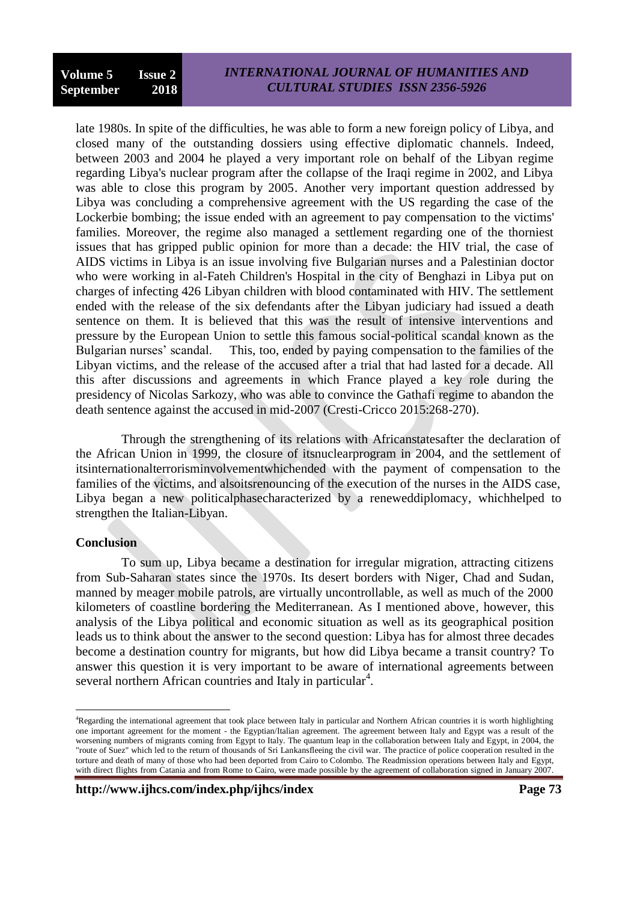late 1980s. In spite of the difficulties, he was able to form a new foreign policy of Libya, and closed many of the outstanding dossiers using effective diplomatic channels. Indeed, between 2003 and 2004 he played a very important role on behalf of the Libyan regime regarding Libya's nuclear program after the collapse of the Iraqi regime in 2002, and Libya was able to close this program by 2005. Another very important question addressed by Libya was concluding a comprehensive agreement with the US regarding the case of the Lockerbie bombing; the issue ended with an agreement to pay compensation to the victims' families. Moreover, the regime also managed a settlement regarding one of the thorniest issues that has gripped public opinion for more than a decade: the HIV trial, the case of AIDS victims in Libya is an issue involving five Bulgarian nurses and a Palestinian doctor who were working in al-Fateh Children's Hospital in the city of Benghazi in Libya put on charges of infecting 426 Libyan children with blood contaminated with HIV. The settlement ended with the release of the six defendants after the Libyan judiciary had issued a death sentence on them. It is believed that this was the result of intensive interventions and pressure by the European Union to settle this famous social-political scandal known as the Bulgarian nurses' scandal. This, too, ended by paying compensation to the families of the Libyan victims, and the release of the accused after a trial that had lasted for a decade. All this after discussions and agreements in which France played a key role during the presidency of Nicolas Sarkozy, who was able to convince the Gathafi regime to abandon the death sentence against the accused in mid-2007 (Cresti-Cricco 2015:268-270).

Through the strengthening of its relations with Africanstatesafter the declaration of the African Union in 1999, the closure of itsnuclearprogram in 2004, and the settlement of itsinternationalterrorisminvolvementwhichended with the payment of compensation to the families of the victims, and alsoitsrenouncing of the execution of the nurses in the AIDS case, Libya began a new politicalphasecharacterized by a reneweddiplomacy, whichhelped to strengthen the Italian-Libyan.

## Conclusion

To sum up, Libya became a destination for irregular migration, attracting citizens from Sub-Saharan states since the 1970s. Its desert borders with Niger, Chad and Sudan, manned by meager mobile patrols, are virtually uncontrollable, as well as much of the 2000 kilometers of coastline bordering the Mediterranean. As I mentioned above, however, this analysis of the Libya political and economic situation as well as its geographical position leads us to think about the answer to the second question: Libya has for almost three decades become a destination country for migrants, but how did Libya became a transit country? To answer this question it is very important to be aware of international agreements between several northern African countries and Italy in particular[4].

[4]Regarding the international agreement that took place between Italy in particular and Northern African countries it is worth highlighting one important agreement for the moment - the Egyptian/Italian agreement. The agreement between Italy and Egypt was a result of the worsening numbers of migrants coming from Egypt to Italy. The quantum leap in the collaboration between Italy and Egypt, in 2004, the "route of Suez" which led to the return of thousands of Sri Lankansfleeing the civil war. The practice of police cooperation resulted in the torture and death of many of those who had been deported from Cairo to Colombo. The Readmission operations between Italy and Egypt, with direct flights from Catania and from Rome to Cairo, were made possible by the agreement of collaboration signed in January 2007.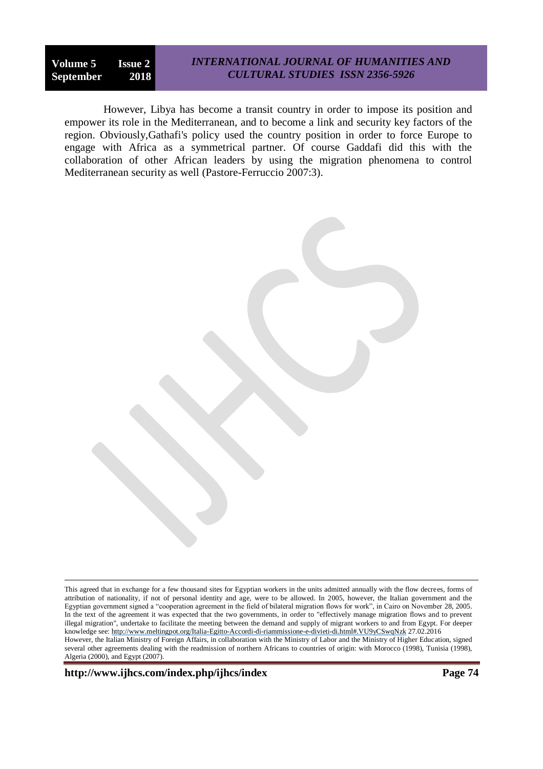However, Libya has become a transit country in order to impose its position and empower its role in the Mediterranean, and to become a link and security key factors of the region. Obviously,Gathafi's policy used the country position in order to force Europe to engage with Africa as a symmetrical partner. Of course Gaddafi did this with the collaboration of other African leaders by using the migration phenomena to control Mediterranean security as well (Pastore-Ferruccio 2007:3).

---

This agreed that in exchange for a few thousand sites for Egyptian workers in the units admitted annually with the flow decrees, forms of attribution of nationality, if not of personal identity and age, were to be allowed. In 2005, however, the Italian government and the Egyptian government signed a "cooperation agreement in the field of bilateral migration flows for work", in Cairo on November 28, 2005. In the text of the agreement it was expected that the two governments, in order to "effectively manage migration flows and to prevent illegal migration", undertake to facilitate the meeting between the demand and supply of migrant workers to and from Egypt. For deeper knowledge see: http://www.meltingpot.org/Italia-Egitto-Accordi-di-riammissione-e-divieti-di.html#.VU9yCSwqNzk 27.02.2016
However, the Italian Ministry of Foreign Affairs, in collaboration with the Ministry of Labor and the Ministry of Higher Education, signed several other agreements dealing with the readmission of northern Africans to countries of origin: with Morocco (1998), Tunisia (1998), Algeria (2000), and Egypt (2007).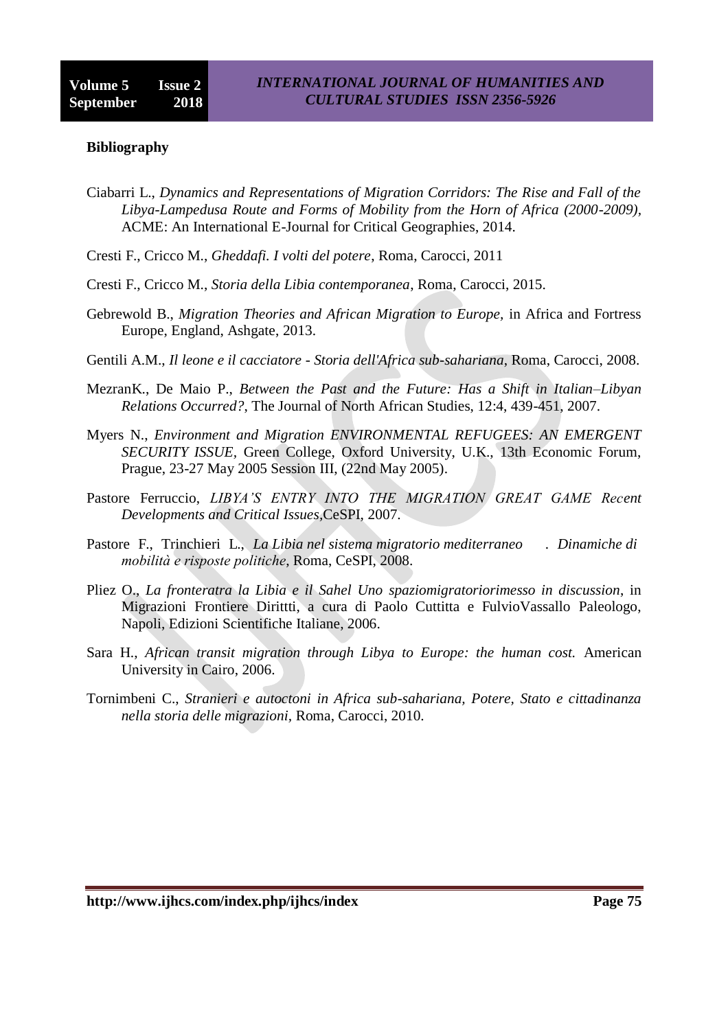**Bibliography**

Ciabarri L., *Dynamics and Representations of Migration Corridors: The Rise and Fall of the Libya-Lampedusa Route and Forms of Mobility from the Horn of Africa (2000-2009)*, ACME: An International E-Journal for Critical Geographies, 2014.

Cresti F., Cricco M., *Gheddafi. I volti del potere*, Roma, Carocci, 2011

Cresti F., Cricco M., *Storia della Libia contemporanea*, Roma, Carocci, 2015.

Gebrewold B., *Migration Theories and African Migration to Europe*, in Africa and Fortress Europe, England, Ashgate, 2013.

Gentili A.M., *Il leone e il cacciatore - Storia dell'Africa sub-sahariana*, Roma, Carocci, 2008.

MezranK., De Maio P., *Between the Past and the Future: Has a Shift in Italian–Libyan Relations Occurred?*, The Journal of North African Studies, 12:4, 439-451, 2007.

Myers N., *Environment and Migration ENVIRONMENTAL REFUGEES: AN EMERGENT SECURITY ISSUE*, Green College, Oxford University, U.K., 13th Economic Forum, Prague, 23-27 May 2005 Session III, (22nd May 2005).

Pastore Ferruccio, *LIBYA'S ENTRY INTO THE MIGRATION GREAT GAME Recent Developments and Critical Issues*,CeSPI, 2007.

Pastore F., Trinchieri L., *La Libia nel sistema migratorio mediterraneo . Dinamiche di mobilità e risposte politiche*, Roma, CeSPI, 2008.

Pliez O., *La fronteratra la Libia e il Sahel Uno spaziomigratoriorimesso in discussion*, in Migrazioni Frontiere Dirittti, a cura di Paolo Cuttitta e FulvioVassallo Paleologo, Napoli, Edizioni Scientifiche Italiane, 2006.

Sara H., *African transit migration through Libya to Europe: the human cost.* American University in Cairo, 2006.

Tornimbeni C., *Stranieri e autoctoni in Africa sub-sahariana, Potere, Stato e cittadinanza nella storia delle migrazioni*, Roma, Carocci, 2010.